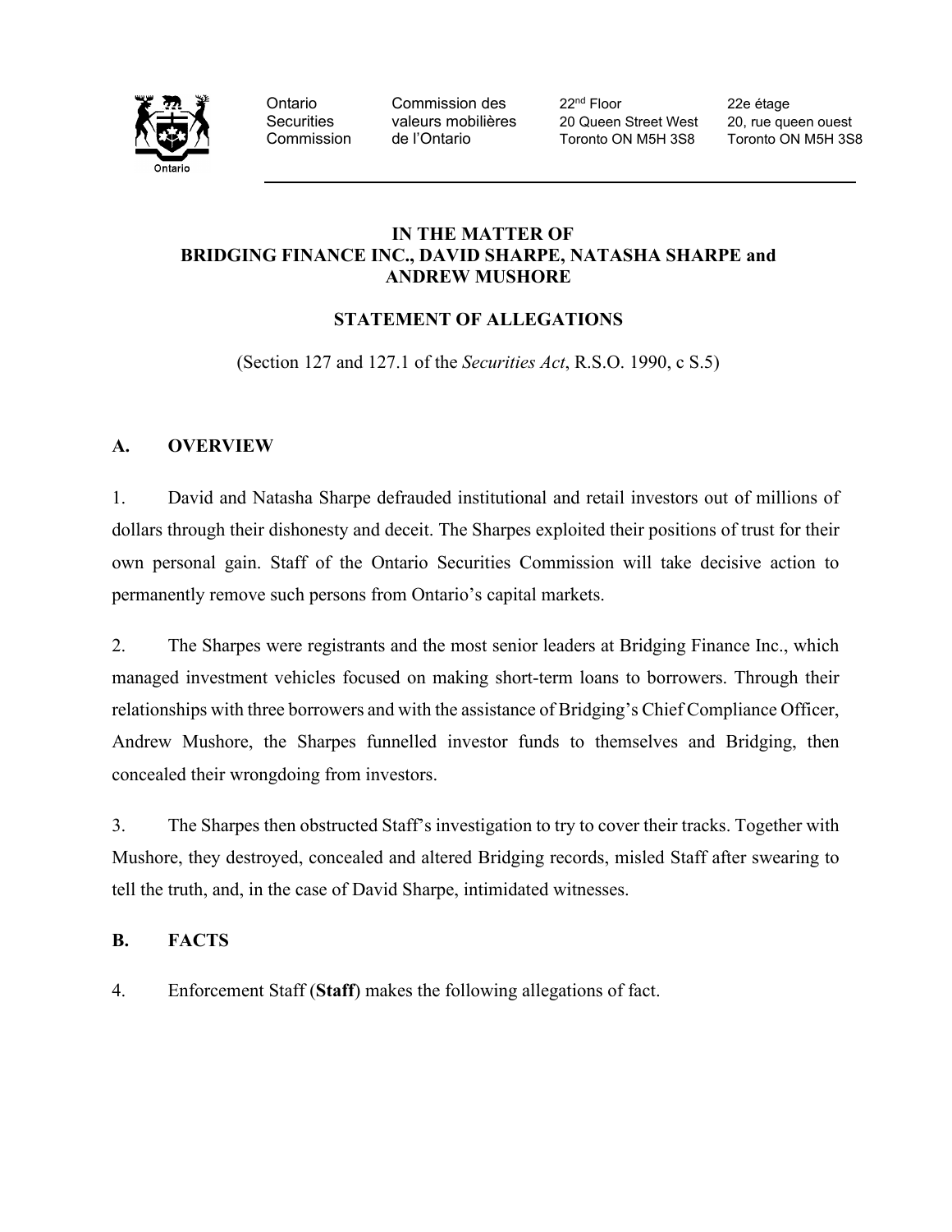Ontario Securities Commission | Commission des valeurs mobilières de l'Ontario | 22nd Floor, 20 Queen Street West, Toronto ON M5H 3S8 | 22e étage, 20, rue queen ouest, Toronto ON M5H 3S8

**IN THE MATTER OF**
**BRIDGING FINANCE INC., DAVID SHARPE, NATASHA SHARPE and ANDREW MUSHORE**

**STATEMENT OF ALLEGATIONS**

(Section 127 and 127.1 of the *Securities Act*, R.S.O. 1990, c S.5)

## A. OVERVIEW

1. David and Natasha Sharpe defrauded institutional and retail investors out of millions of dollars through their dishonesty and deceit. The Sharpes exploited their positions of trust for their own personal gain. Staff of the Ontario Securities Commission will take decisive action to permanently remove such persons from Ontario's capital markets.

2. The Sharpes were registrants and the most senior leaders at Bridging Finance Inc., which managed investment vehicles focused on making short-term loans to borrowers. Through their relationships with three borrowers and with the assistance of Bridging's Chief Compliance Officer, Andrew Mushore, the Sharpes funnelled investor funds to themselves and Bridging, then concealed their wrongdoing from investors.

3. The Sharpes then obstructed Staff's investigation to try to cover their tracks. Together with Mushore, they destroyed, concealed and altered Bridging records, misled Staff after swearing to tell the truth, and, in the case of David Sharpe, intimidated witnesses.

## B. FACTS

4. Enforcement Staff (**Staff**) makes the following allegations of fact.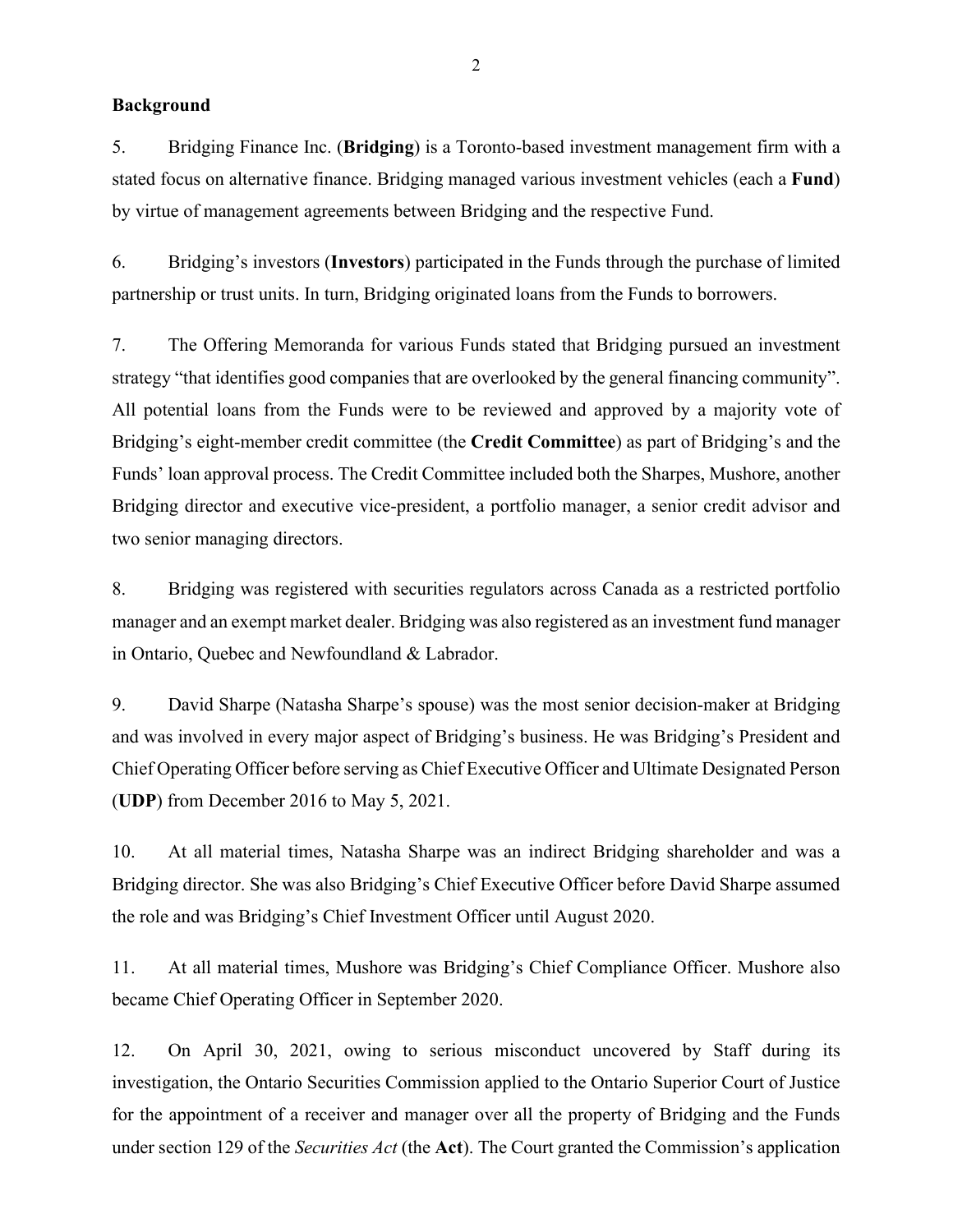**Background**

5. Bridging Finance Inc. (**Bridging**) is a Toronto-based investment management firm with a stated focus on alternative finance. Bridging managed various investment vehicles (each a **Fund**) by virtue of management agreements between Bridging and the respective Fund.

6. Bridging's investors (**Investors**) participated in the Funds through the purchase of limited partnership or trust units. In turn, Bridging originated loans from the Funds to borrowers.

7. The Offering Memoranda for various Funds stated that Bridging pursued an investment strategy "that identifies good companies that are overlooked by the general financing community". All potential loans from the Funds were to be reviewed and approved by a majority vote of Bridging's eight-member credit committee (the **Credit Committee**) as part of Bridging's and the Funds' loan approval process. The Credit Committee included both the Sharpes, Mushore, another Bridging director and executive vice-president, a portfolio manager, a senior credit advisor and two senior managing directors.

8. Bridging was registered with securities regulators across Canada as a restricted portfolio manager and an exempt market dealer. Bridging was also registered as an investment fund manager in Ontario, Quebec and Newfoundland & Labrador.

9. David Sharpe (Natasha Sharpe's spouse) was the most senior decision-maker at Bridging and was involved in every major aspect of Bridging's business. He was Bridging's President and Chief Operating Officer before serving as Chief Executive Officer and Ultimate Designated Person (**UDP**) from December 2016 to May 5, 2021.

10. At all material times, Natasha Sharpe was an indirect Bridging shareholder and was a Bridging director. She was also Bridging's Chief Executive Officer before David Sharpe assumed the role and was Bridging's Chief Investment Officer until August 2020.

11. At all material times, Mushore was Bridging's Chief Compliance Officer. Mushore also became Chief Operating Officer in September 2020.

12. On April 30, 2021, owing to serious misconduct uncovered by Staff during its investigation, the Ontario Securities Commission applied to the Ontario Superior Court of Justice for the appointment of a receiver and manager over all the property of Bridging and the Funds under section 129 of the *Securities Act* (the **Act**). The Court granted the Commission's application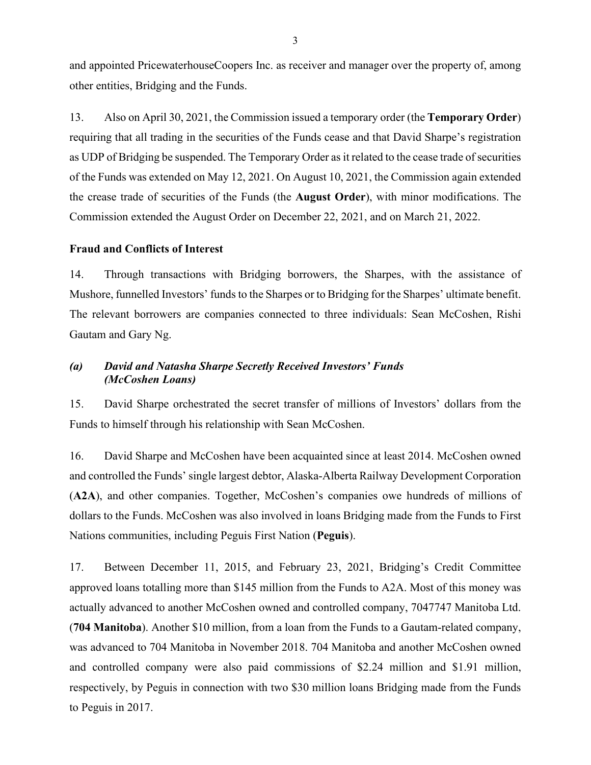and appointed PricewaterhouseCoopers Inc. as receiver and manager over the property of, among other entities, Bridging and the Funds.

13. Also on April 30, 2021, the Commission issued a temporary order (the **Temporary Order**) requiring that all trading in the securities of the Funds cease and that David Sharpe's registration as UDP of Bridging be suspended. The Temporary Order as it related to the cease trade of securities of the Funds was extended on May 12, 2021. On August 10, 2021, the Commission again extended the crease trade of securities of the Funds (the **August Order**), with minor modifications. The Commission extended the August Order on December 22, 2021, and on March 21, 2022.

**Fraud and Conflicts of Interest**

14. Through transactions with Bridging borrowers, the Sharpes, with the assistance of Mushore, funnelled Investors' funds to the Sharpes or to Bridging for the Sharpes' ultimate benefit. The relevant borrowers are companies connected to three individuals: Sean McCoshen, Rishi Gautam and Gary Ng.

***(a) David and Natasha Sharpe Secretly Received Investors' Funds (McCoshen Loans)***

15. David Sharpe orchestrated the secret transfer of millions of Investors' dollars from the Funds to himself through his relationship with Sean McCoshen.

16. David Sharpe and McCoshen have been acquainted since at least 2014. McCoshen owned and controlled the Funds' single largest debtor, Alaska-Alberta Railway Development Corporation (**A2A**), and other companies. Together, McCoshen's companies owe hundreds of millions of dollars to the Funds. McCoshen was also involved in loans Bridging made from the Funds to First Nations communities, including Peguis First Nation (**Peguis**).

17. Between December 11, 2015, and February 23, 2021, Bridging's Credit Committee approved loans totalling more than $145 million from the Funds to A2A. Most of this money was actually advanced to another McCoshen owned and controlled company, 7047747 Manitoba Ltd. (**704 Manitoba**). Another $10 million, from a loan from the Funds to a Gautam-related company, was advanced to 704 Manitoba in November 2018. 704 Manitoba and another McCoshen owned and controlled company were also paid commissions of $2.24 million and $1.91 million, respectively, by Peguis in connection with two $30 million loans Bridging made from the Funds to Peguis in 2017.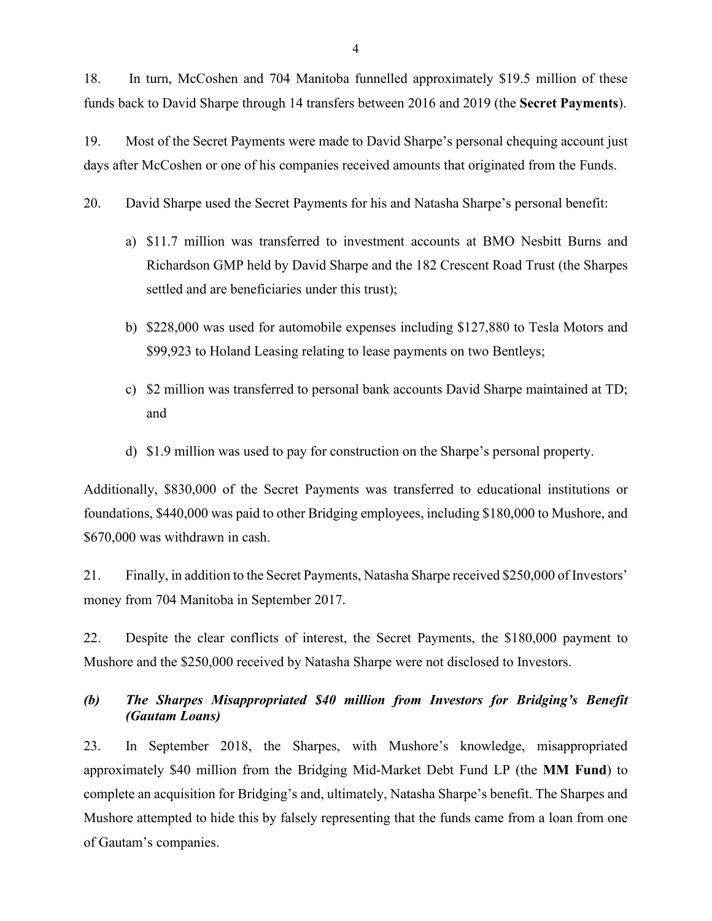18. In turn, McCoshen and 704 Manitoba funnelled approximately $19.5 million of these funds back to David Sharpe through 14 transfers between 2016 and 2019 (the **Secret Payments**).

19. Most of the Secret Payments were made to David Sharpe's personal chequing account just days after McCoshen or one of his companies received amounts that originated from the Funds.

20. David Sharpe used the Secret Payments for his and Natasha Sharpe's personal benefit:

a) $11.7 million was transferred to investment accounts at BMO Nesbitt Burns and Richardson GMP held by David Sharpe and the 182 Crescent Road Trust (the Sharpes settled and are beneficiaries under this trust);

b) $228,000 was used for automobile expenses including $127,880 to Tesla Motors and $99,923 to Holand Leasing relating to lease payments on two Bentleys;

c) $2 million was transferred to personal bank accounts David Sharpe maintained at TD; and

d) $1.9 million was used to pay for construction on the Sharpe's personal property.

Additionally, $830,000 of the Secret Payments was transferred to educational institutions or foundations, $440,000 was paid to other Bridging employees, including $180,000 to Mushore, and $670,000 was withdrawn in cash.

21. Finally, in addition to the Secret Payments, Natasha Sharpe received $250,000 of Investors' money from 704 Manitoba in September 2017.

22. Despite the clear conflicts of interest, the Secret Payments, the $180,000 payment to Mushore and the $250,000 received by Natasha Sharpe were not disclosed to Investors.

### *(b) The Sharpes Misappropriated $40 million from Investors for Bridging's Benefit (Gautam Loans)*

23. In September 2018, the Sharpes, with Mushore's knowledge, misappropriated approximately $40 million from the Bridging Mid-Market Debt Fund LP (the **MM Fund**) to complete an acquisition for Bridging's and, ultimately, Natasha Sharpe's benefit. The Sharpes and Mushore attempted to hide this by falsely representing that the funds came from a loan from one of Gautam's companies.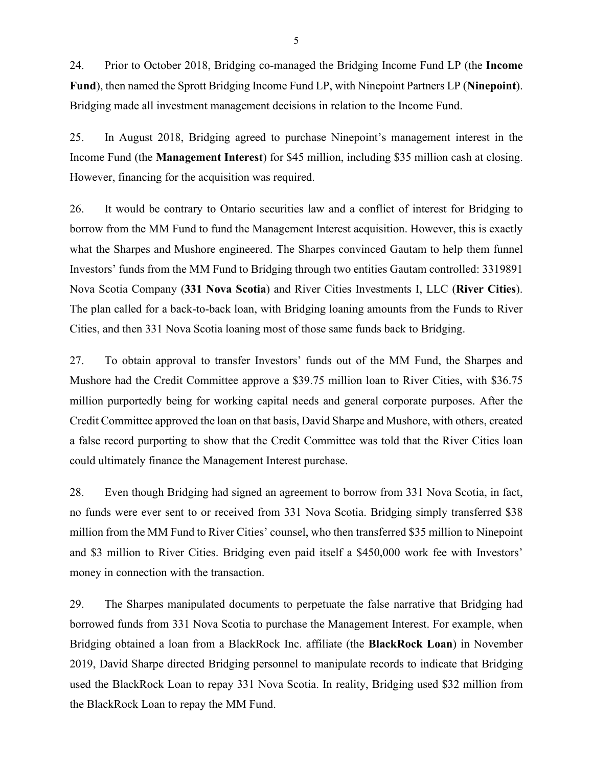24. Prior to October 2018, Bridging co-managed the Bridging Income Fund LP (the **Income Fund**), then named the Sprott Bridging Income Fund LP, with Ninepoint Partners LP (**Ninepoint**). Bridging made all investment management decisions in relation to the Income Fund.

25. In August 2018, Bridging agreed to purchase Ninepoint's management interest in the Income Fund (the **Management Interest**) for $45 million, including $35 million cash at closing. However, financing for the acquisition was required.

26. It would be contrary to Ontario securities law and a conflict of interest for Bridging to borrow from the MM Fund to fund the Management Interest acquisition. However, this is exactly what the Sharpes and Mushore engineered. The Sharpes convinced Gautam to help them funnel Investors' funds from the MM Fund to Bridging through two entities Gautam controlled: 3319891 Nova Scotia Company (**331 Nova Scotia**) and River Cities Investments I, LLC (**River Cities**). The plan called for a back-to-back loan, with Bridging loaning amounts from the Funds to River Cities, and then 331 Nova Scotia loaning most of those same funds back to Bridging.

27. To obtain approval to transfer Investors' funds out of the MM Fund, the Sharpes and Mushore had the Credit Committee approve a $39.75 million loan to River Cities, with $36.75 million purportedly being for working capital needs and general corporate purposes. After the Credit Committee approved the loan on that basis, David Sharpe and Mushore, with others, created a false record purporting to show that the Credit Committee was told that the River Cities loan could ultimately finance the Management Interest purchase.

28. Even though Bridging had signed an agreement to borrow from 331 Nova Scotia, in fact, no funds were ever sent to or received from 331 Nova Scotia. Bridging simply transferred $38 million from the MM Fund to River Cities' counsel, who then transferred $35 million to Ninepoint and $3 million to River Cities. Bridging even paid itself a $450,000 work fee with Investors' money in connection with the transaction.

29. The Sharpes manipulated documents to perpetuate the false narrative that Bridging had borrowed funds from 331 Nova Scotia to purchase the Management Interest. For example, when Bridging obtained a loan from a BlackRock Inc. affiliate (the **BlackRock Loan**) in November 2019, David Sharpe directed Bridging personnel to manipulate records to indicate that Bridging used the BlackRock Loan to repay 331 Nova Scotia. In reality, Bridging used $32 million from the BlackRock Loan to repay the MM Fund.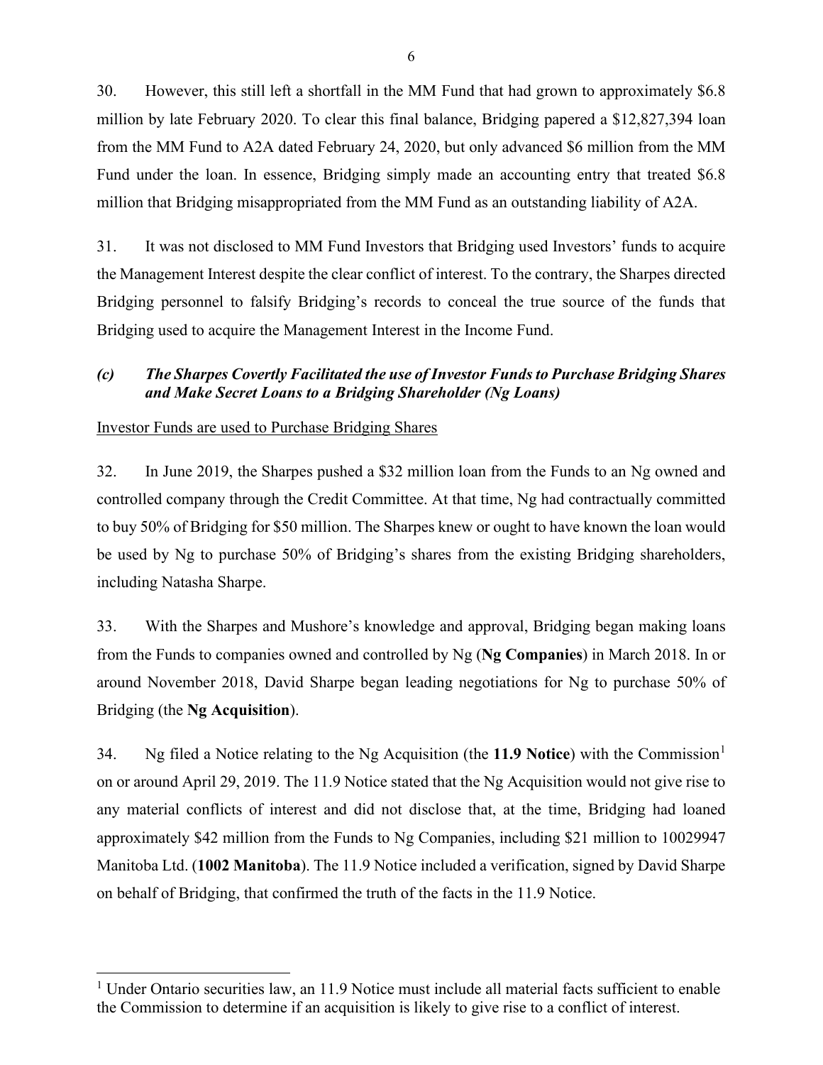30. However, this still left a shortfall in the MM Fund that had grown to approximately $6.8 million by late February 2020. To clear this final balance, Bridging papered a $12,827,394 loan from the MM Fund to A2A dated February 24, 2020, but only advanced $6 million from the MM Fund under the loan. In essence, Bridging simply made an accounting entry that treated $6.8 million that Bridging misappropriated from the MM Fund as an outstanding liability of A2A.

31. It was not disclosed to MM Fund Investors that Bridging used Investors' funds to acquire the Management Interest despite the clear conflict of interest. To the contrary, the Sharpes directed Bridging personnel to falsify Bridging's records to conceal the true source of the funds that Bridging used to acquire the Management Interest in the Income Fund.

### *(c) The Sharpes Covertly Facilitated the use of Investor Funds to Purchase Bridging Shares and Make Secret Loans to a Bridging Shareholder (Ng Loans)*

Investor Funds are used to Purchase Bridging Shares

32. In June 2019, the Sharpes pushed a $32 million loan from the Funds to an Ng owned and controlled company through the Credit Committee. At that time, Ng had contractually committed to buy 50% of Bridging for $50 million. The Sharpes knew or ought to have known the loan would be used by Ng to purchase 50% of Bridging's shares from the existing Bridging shareholders, including Natasha Sharpe.

33. With the Sharpes and Mushore's knowledge and approval, Bridging began making loans from the Funds to companies owned and controlled by Ng (**Ng Companies**) in March 2018. In or around November 2018, David Sharpe began leading negotiations for Ng to purchase 50% of Bridging (the **Ng Acquisition**).

34. Ng filed a Notice relating to the Ng Acquisition (the **11.9 Notice**) with the Commission[1] on or around April 29, 2019. The 11.9 Notice stated that the Ng Acquisition would not give rise to any material conflicts of interest and did not disclose that, at the time, Bridging had loaned approximately $42 million from the Funds to Ng Companies, including $21 million to 10029947 Manitoba Ltd. (**1002 Manitoba**). The 11.9 Notice included a verification, signed by David Sharpe on behalf of Bridging, that confirmed the truth of the facts in the 11.9 Notice.

[1] Under Ontario securities law, an 11.9 Notice must include all material facts sufficient to enable the Commission to determine if an acquisition is likely to give rise to a conflict of interest.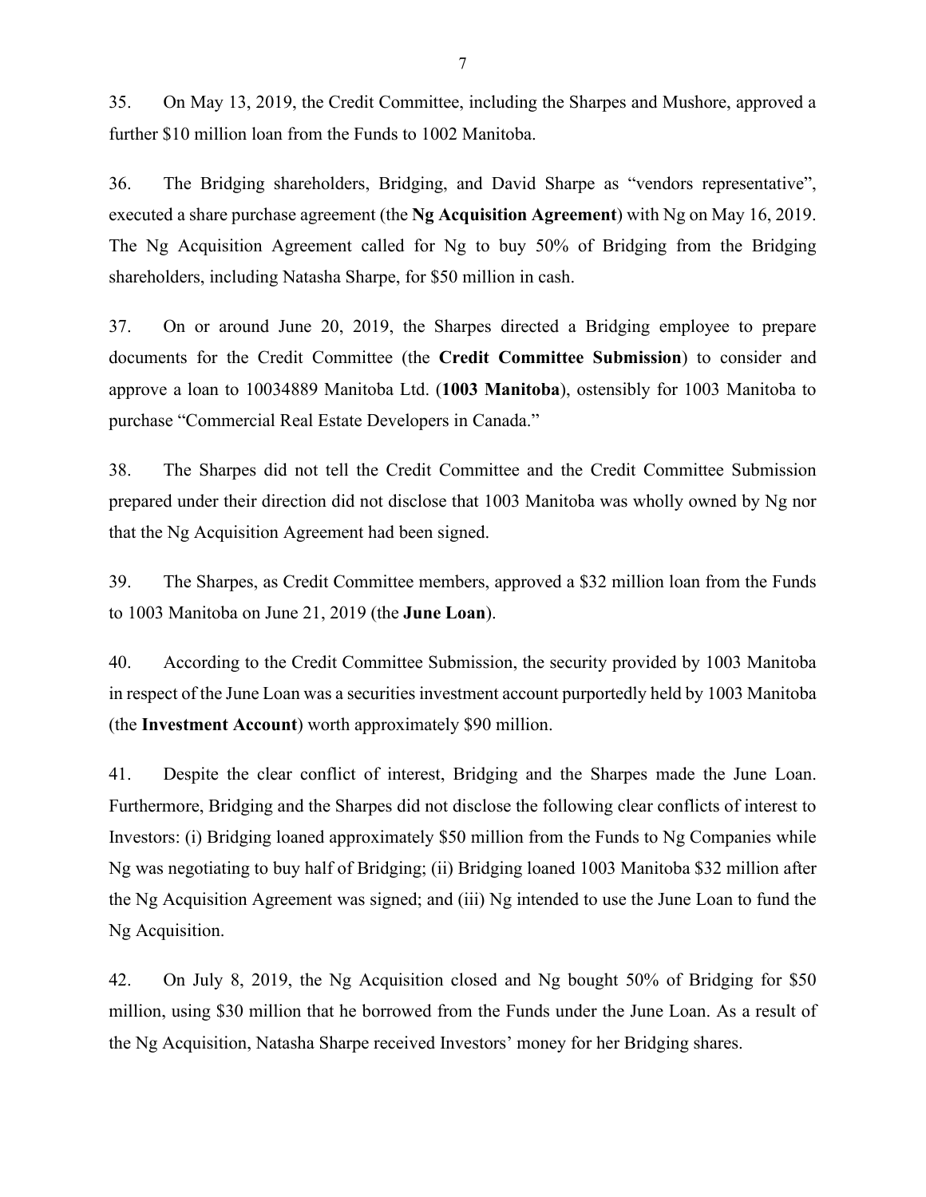35. On May 13, 2019, the Credit Committee, including the Sharpes and Mushore, approved a further $10 million loan from the Funds to 1002 Manitoba.

36. The Bridging shareholders, Bridging, and David Sharpe as "vendors representative", executed a share purchase agreement (the **Ng Acquisition Agreement**) with Ng on May 16, 2019. The Ng Acquisition Agreement called for Ng to buy 50% of Bridging from the Bridging shareholders, including Natasha Sharpe, for $50 million in cash.

37. On or around June 20, 2019, the Sharpes directed a Bridging employee to prepare documents for the Credit Committee (the **Credit Committee Submission**) to consider and approve a loan to 10034889 Manitoba Ltd. (**1003 Manitoba**), ostensibly for 1003 Manitoba to purchase "Commercial Real Estate Developers in Canada."

38. The Sharpes did not tell the Credit Committee and the Credit Committee Submission prepared under their direction did not disclose that 1003 Manitoba was wholly owned by Ng nor that the Ng Acquisition Agreement had been signed.

39. The Sharpes, as Credit Committee members, approved a $32 million loan from the Funds to 1003 Manitoba on June 21, 2019 (the **June Loan**).

40. According to the Credit Committee Submission, the security provided by 1003 Manitoba in respect of the June Loan was a securities investment account purportedly held by 1003 Manitoba (the **Investment Account**) worth approximately $90 million.

41. Despite the clear conflict of interest, Bridging and the Sharpes made the June Loan. Furthermore, Bridging and the Sharpes did not disclose the following clear conflicts of interest to Investors: (i) Bridging loaned approximately $50 million from the Funds to Ng Companies while Ng was negotiating to buy half of Bridging; (ii) Bridging loaned 1003 Manitoba $32 million after the Ng Acquisition Agreement was signed; and (iii) Ng intended to use the June Loan to fund the Ng Acquisition.

42. On July 8, 2019, the Ng Acquisition closed and Ng bought 50% of Bridging for $50 million, using $30 million that he borrowed from the Funds under the June Loan. As a result of the Ng Acquisition, Natasha Sharpe received Investors' money for her Bridging shares.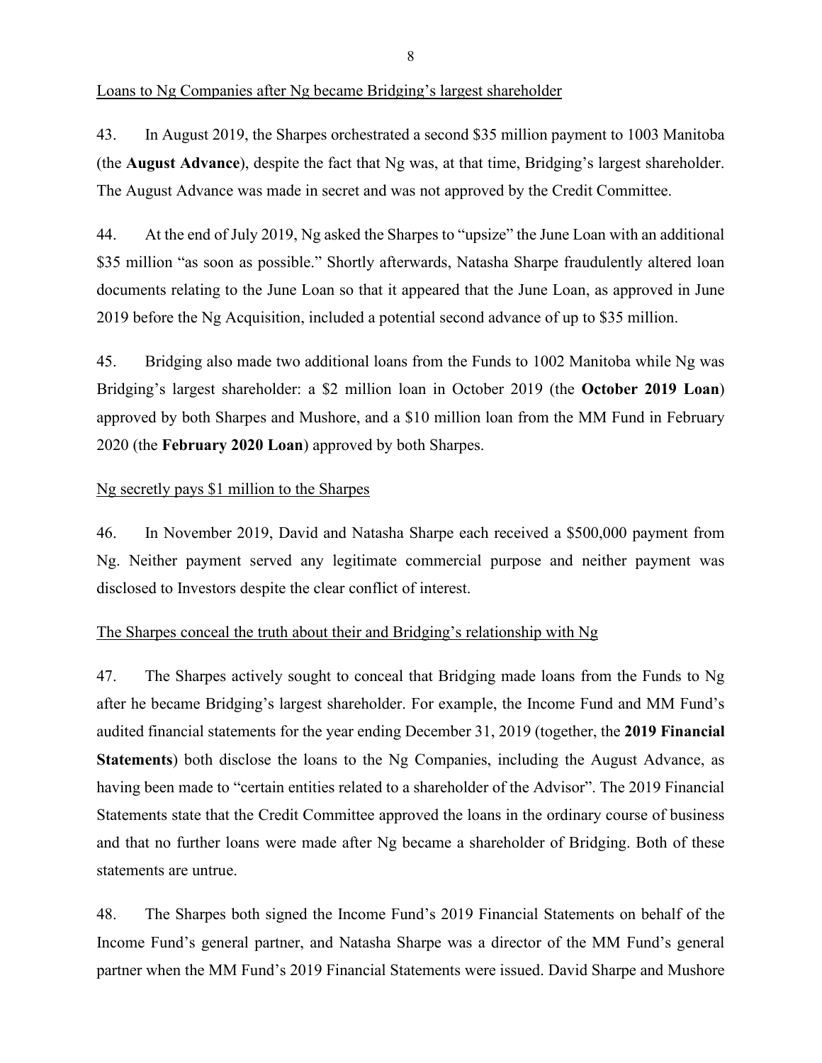<u>Loans to Ng Companies after Ng became Bridging's largest shareholder</u>

43. In August 2019, the Sharpes orchestrated a second $35 million payment to 1003 Manitoba (the **August Advance**), despite the fact that Ng was, at that time, Bridging's largest shareholder. The August Advance was made in secret and was not approved by the Credit Committee.

44. At the end of July 2019, Ng asked the Sharpes to "upsize" the June Loan with an additional $35 million "as soon as possible." Shortly afterwards, Natasha Sharpe fraudulently altered loan documents relating to the June Loan so that it appeared that the June Loan, as approved in June 2019 before the Ng Acquisition, included a potential second advance of up to $35 million.

45. Bridging also made two additional loans from the Funds to 1002 Manitoba while Ng was Bridging's largest shareholder: a $2 million loan in October 2019 (the **October 2019 Loan**) approved by both Sharpes and Mushore, and a $10 million loan from the MM Fund in February 2020 (the **February 2020 Loan**) approved by both Sharpes.

<u>Ng secretly pays $1 million to the Sharpes</u>

46. In November 2019, David and Natasha Sharpe each received a $500,000 payment from Ng. Neither payment served any legitimate commercial purpose and neither payment was disclosed to Investors despite the clear conflict of interest.

<u>The Sharpes conceal the truth about their and Bridging's relationship with Ng</u>

47. The Sharpes actively sought to conceal that Bridging made loans from the Funds to Ng after he became Bridging's largest shareholder. For example, the Income Fund and MM Fund's audited financial statements for the year ending December 31, 2019 (together, the **2019 Financial Statements**) both disclose the loans to the Ng Companies, including the August Advance, as having been made to "certain entities related to a shareholder of the Advisor". The 2019 Financial Statements state that the Credit Committee approved the loans in the ordinary course of business and that no further loans were made after Ng became a shareholder of Bridging. Both of these statements are untrue.

48. The Sharpes both signed the Income Fund's 2019 Financial Statements on behalf of the Income Fund's general partner, and Natasha Sharpe was a director of the MM Fund's general partner when the MM Fund's 2019 Financial Statements were issued. David Sharpe and Mushore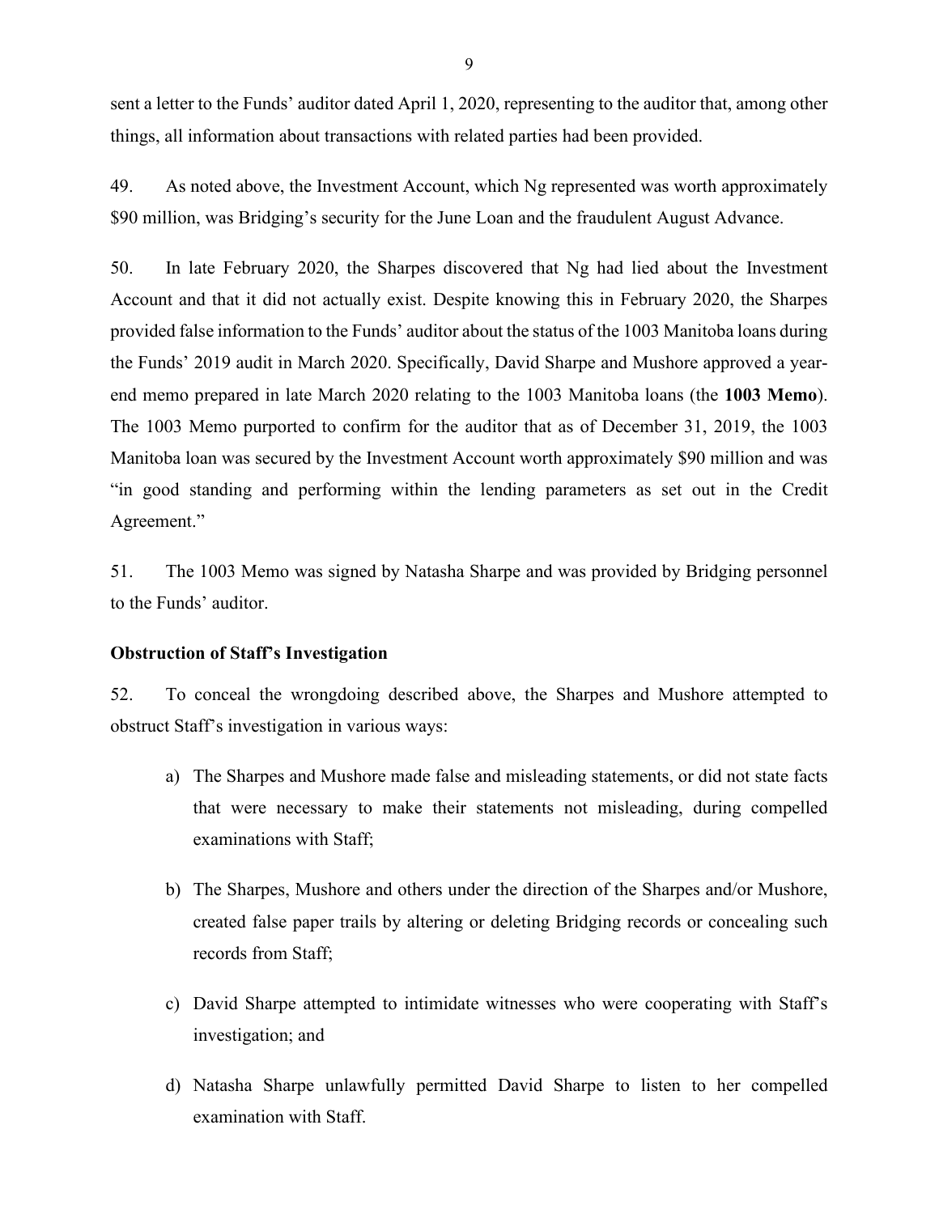sent a letter to the Funds' auditor dated April 1, 2020, representing to the auditor that, among other things, all information about transactions with related parties had been provided.

49. As noted above, the Investment Account, which Ng represented was worth approximately $90 million, was Bridging's security for the June Loan and the fraudulent August Advance.

50. In late February 2020, the Sharpes discovered that Ng had lied about the Investment Account and that it did not actually exist. Despite knowing this in February 2020, the Sharpes provided false information to the Funds' auditor about the status of the 1003 Manitoba loans during the Funds' 2019 audit in March 2020. Specifically, David Sharpe and Mushore approved a year-end memo prepared in late March 2020 relating to the 1003 Manitoba loans (the **1003 Memo**). The 1003 Memo purported to confirm for the auditor that as of December 31, 2019, the 1003 Manitoba loan was secured by the Investment Account worth approximately $90 million and was "in good standing and performing within the lending parameters as set out in the Credit Agreement."

51. The 1003 Memo was signed by Natasha Sharpe and was provided by Bridging personnel to the Funds' auditor.

**Obstruction of Staff's Investigation**

52. To conceal the wrongdoing described above, the Sharpes and Mushore attempted to obstruct Staff's investigation in various ways:

a) The Sharpes and Mushore made false and misleading statements, or did not state facts that were necessary to make their statements not misleading, during compelled examinations with Staff;

b) The Sharpes, Mushore and others under the direction of the Sharpes and/or Mushore, created false paper trails by altering or deleting Bridging records or concealing such records from Staff;

c) David Sharpe attempted to intimidate witnesses who were cooperating with Staff's investigation; and

d) Natasha Sharpe unlawfully permitted David Sharpe to listen to her compelled examination with Staff.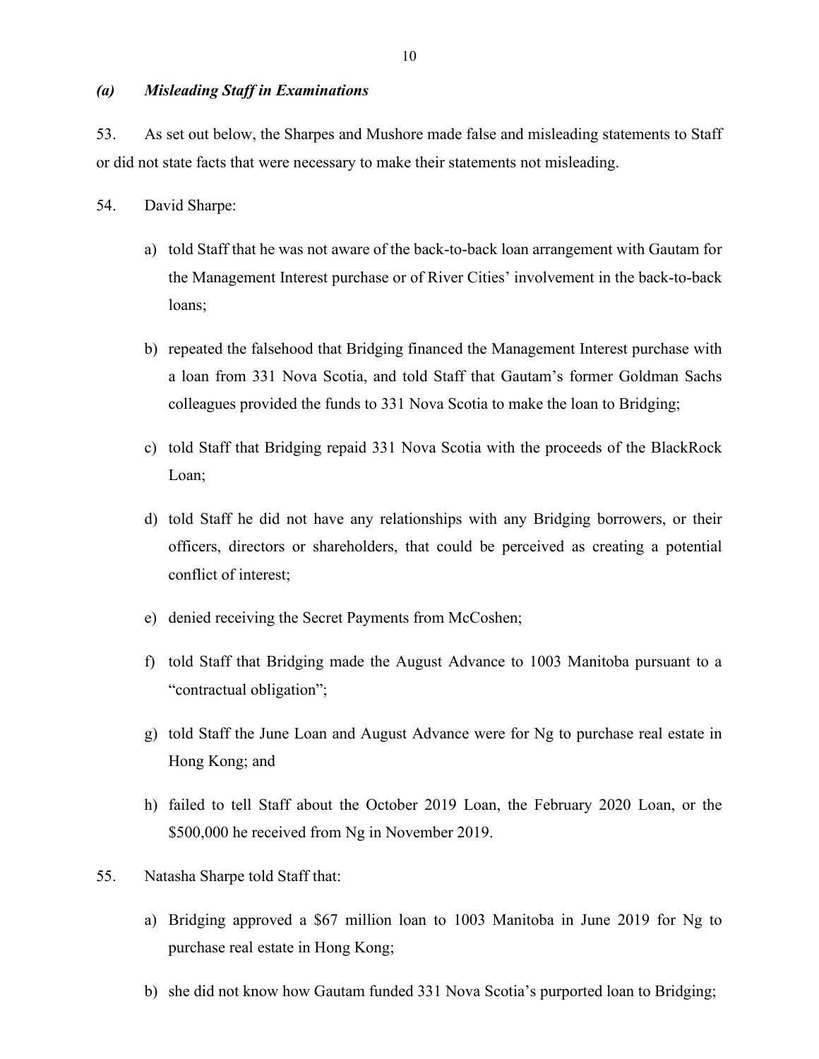### *(a) Misleading Staff in Examinations*

53. As set out below, the Sharpes and Mushore made false and misleading statements to Staff or did not state facts that were necessary to make their statements not misleading.

54. David Sharpe:

a) told Staff that he was not aware of the back-to-back loan arrangement with Gautam for the Management Interest purchase or of River Cities' involvement in the back-to-back loans;

b) repeated the falsehood that Bridging financed the Management Interest purchase with a loan from 331 Nova Scotia, and told Staff that Gautam's former Goldman Sachs colleagues provided the funds to 331 Nova Scotia to make the loan to Bridging;

c) told Staff that Bridging repaid 331 Nova Scotia with the proceeds of the BlackRock Loan;

d) told Staff he did not have any relationships with any Bridging borrowers, or their officers, directors or shareholders, that could be perceived as creating a potential conflict of interest;

e) denied receiving the Secret Payments from McCoshen;

f) told Staff that Bridging made the August Advance to 1003 Manitoba pursuant to a "contractual obligation";

g) told Staff the June Loan and August Advance were for Ng to purchase real estate in Hong Kong; and

h) failed to tell Staff about the October 2019 Loan, the February 2020 Loan, or the $500,000 he received from Ng in November 2019.

55. Natasha Sharpe told Staff that:

a) Bridging approved a $67 million loan to 1003 Manitoba in June 2019 for Ng to purchase real estate in Hong Kong;

b) she did not know how Gautam funded 331 Nova Scotia's purported loan to Bridging;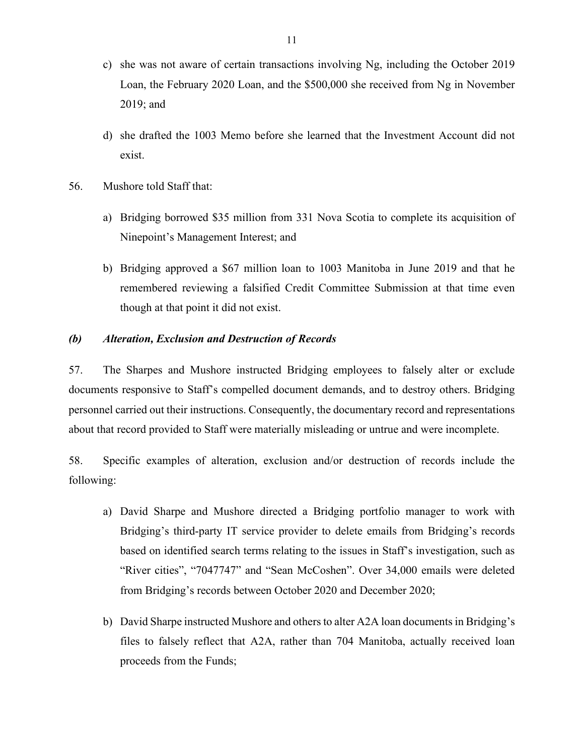c) she was not aware of certain transactions involving Ng, including the October 2019 Loan, the February 2020 Loan, and the $500,000 she received from Ng in November 2019; and

d) she drafted the 1003 Memo before she learned that the Investment Account did not exist.

56. Mushore told Staff that:

a) Bridging borrowed $35 million from 331 Nova Scotia to complete its acquisition of Ninepoint's Management Interest; and

b) Bridging approved a $67 million loan to 1003 Manitoba in June 2019 and that he remembered reviewing a falsified Credit Committee Submission at that time even though at that point it did not exist.

### *(b) Alteration, Exclusion and Destruction of Records*

57. The Sharpes and Mushore instructed Bridging employees to falsely alter or exclude documents responsive to Staff's compelled document demands, and to destroy others. Bridging personnel carried out their instructions. Consequently, the documentary record and representations about that record provided to Staff were materially misleading or untrue and were incomplete.

58. Specific examples of alteration, exclusion and/or destruction of records include the following:

a) David Sharpe and Mushore directed a Bridging portfolio manager to work with Bridging's third-party IT service provider to delete emails from Bridging's records based on identified search terms relating to the issues in Staff's investigation, such as "River cities", "7047747" and "Sean McCoshen". Over 34,000 emails were deleted from Bridging's records between October 2020 and December 2020;

b) David Sharpe instructed Mushore and others to alter A2A loan documents in Bridging's files to falsely reflect that A2A, rather than 704 Manitoba, actually received loan proceeds from the Funds;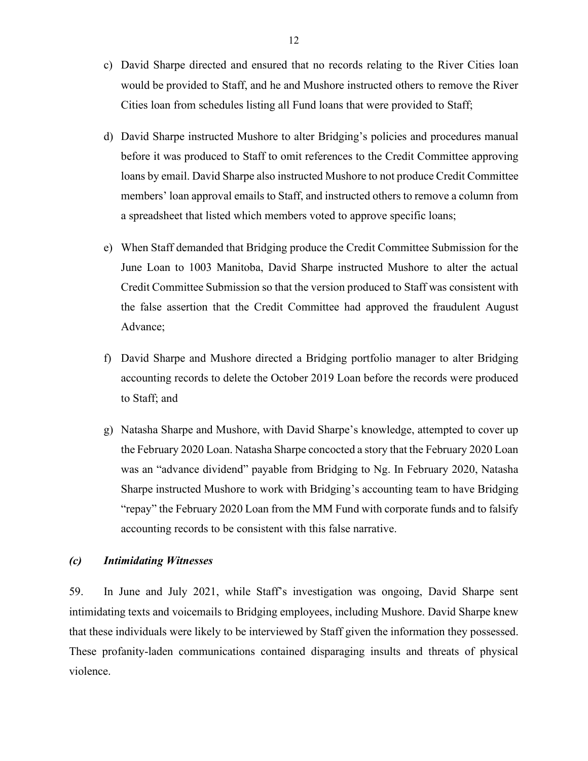c) David Sharpe directed and ensured that no records relating to the River Cities loan would be provided to Staff, and he and Mushore instructed others to remove the River Cities loan from schedules listing all Fund loans that were provided to Staff;

d) David Sharpe instructed Mushore to alter Bridging's policies and procedures manual before it was produced to Staff to omit references to the Credit Committee approving loans by email. David Sharpe also instructed Mushore to not produce Credit Committee members' loan approval emails to Staff, and instructed others to remove a column from a spreadsheet that listed which members voted to approve specific loans;

e) When Staff demanded that Bridging produce the Credit Committee Submission for the June Loan to 1003 Manitoba, David Sharpe instructed Mushore to alter the actual Credit Committee Submission so that the version produced to Staff was consistent with the false assertion that the Credit Committee had approved the fraudulent August Advance;

f) David Sharpe and Mushore directed a Bridging portfolio manager to alter Bridging accounting records to delete the October 2019 Loan before the records were produced to Staff; and

g) Natasha Sharpe and Mushore, with David Sharpe's knowledge, attempted to cover up the February 2020 Loan. Natasha Sharpe concocted a story that the February 2020 Loan was an "advance dividend" payable from Bridging to Ng. In February 2020, Natasha Sharpe instructed Mushore to work with Bridging's accounting team to have Bridging "repay" the February 2020 Loan from the MM Fund with corporate funds and to falsify accounting records to be consistent with this false narrative.

### *(c) Intimidating Witnesses*

59. In June and July 2021, while Staff's investigation was ongoing, David Sharpe sent intimidating texts and voicemails to Bridging employees, including Mushore. David Sharpe knew that these individuals were likely to be interviewed by Staff given the information they possessed. These profanity-laden communications contained disparaging insults and threats of physical violence.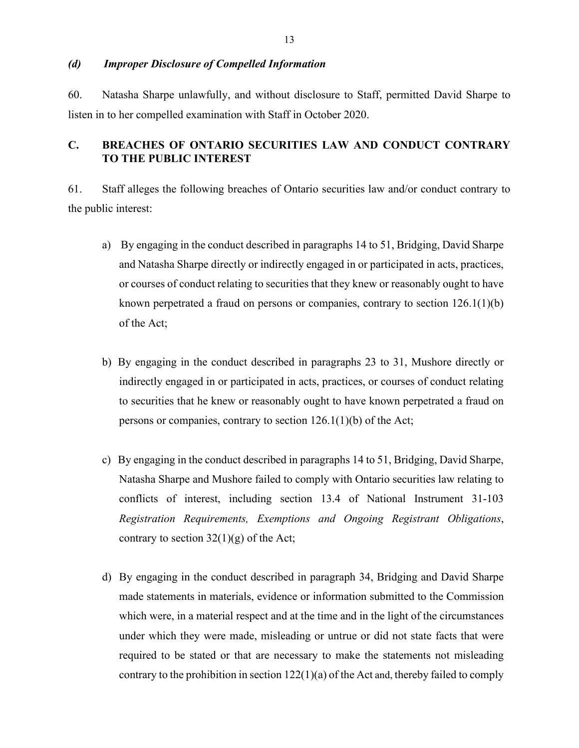### *(d) Improper Disclosure of Compelled Information*

60. Natasha Sharpe unlawfully, and without disclosure to Staff, permitted David Sharpe to listen in to her compelled examination with Staff in October 2020.

## C. BREACHES OF ONTARIO SECURITIES LAW AND CONDUCT CONTRARY TO THE PUBLIC INTEREST

61. Staff alleges the following breaches of Ontario securities law and/or conduct contrary to the public interest:

a) By engaging in the conduct described in paragraphs 14 to 51, Bridging, David Sharpe and Natasha Sharpe directly or indirectly engaged in or participated in acts, practices, or courses of conduct relating to securities that they knew or reasonably ought to have known perpetrated a fraud on persons or companies, contrary to section 126.1(1)(b) of the Act;

b) By engaging in the conduct described in paragraphs 23 to 31, Mushore directly or indirectly engaged in or participated in acts, practices, or courses of conduct relating to securities that he knew or reasonably ought to have known perpetrated a fraud on persons or companies, contrary to section 126.1(1)(b) of the Act;

c) By engaging in the conduct described in paragraphs 14 to 51, Bridging, David Sharpe, Natasha Sharpe and Mushore failed to comply with Ontario securities law relating to conflicts of interest, including section 13.4 of National Instrument 31-103 *Registration Requirements, Exemptions and Ongoing Registrant Obligations*, contrary to section 32(1)(g) of the Act;

d) By engaging in the conduct described in paragraph 34, Bridging and David Sharpe made statements in materials, evidence or information submitted to the Commission which were, in a material respect and at the time and in the light of the circumstances under which they were made, misleading or untrue or did not state facts that were required to be stated or that are necessary to make the statements not misleading contrary to the prohibition in section 122(1)(a) of the Act and, thereby failed to comply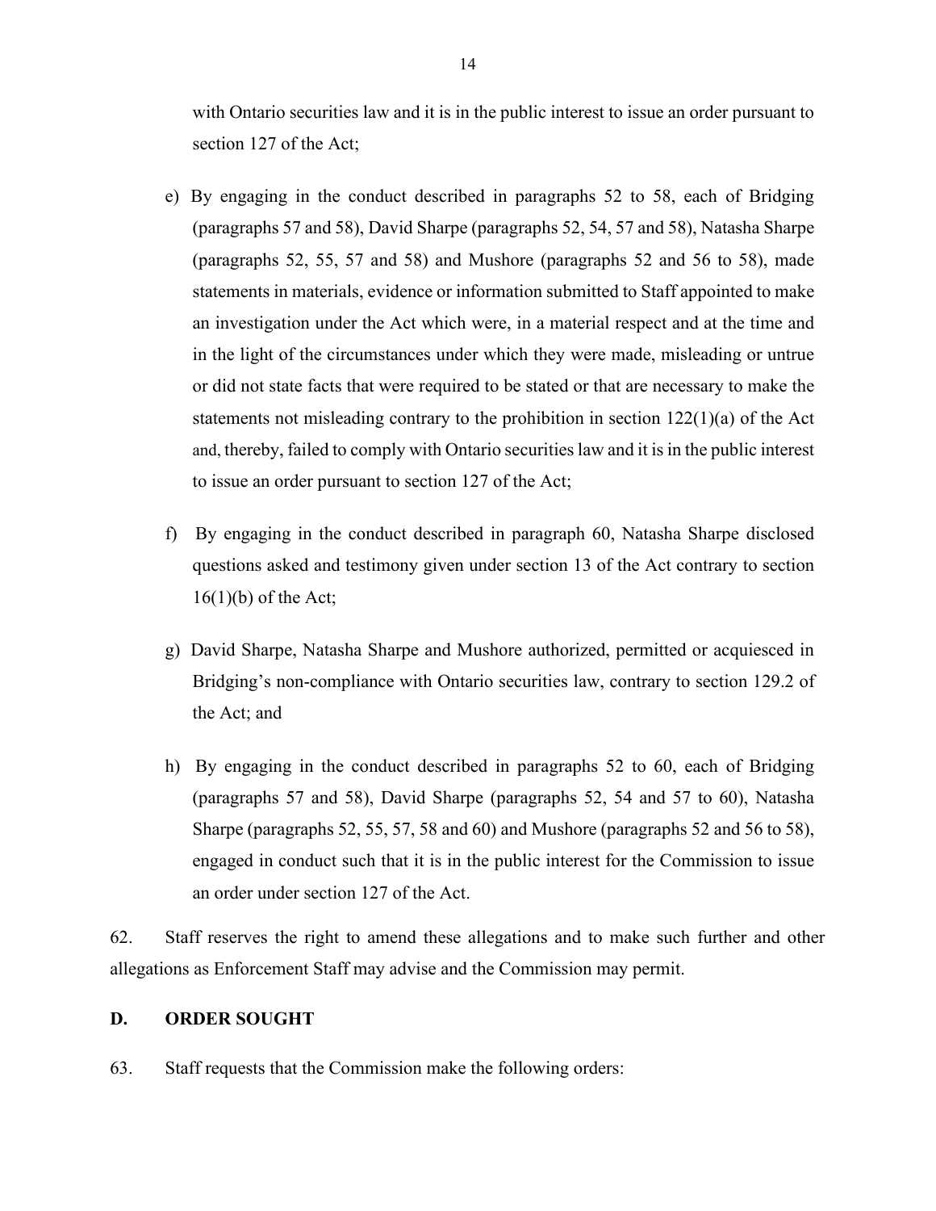with Ontario securities law and it is in the public interest to issue an order pursuant to section 127 of the Act;

e) By engaging in the conduct described in paragraphs 52 to 58, each of Bridging (paragraphs 57 and 58), David Sharpe (paragraphs 52, 54, 57 and 58), Natasha Sharpe (paragraphs 52, 55, 57 and 58) and Mushore (paragraphs 52 and 56 to 58), made statements in materials, evidence or information submitted to Staff appointed to make an investigation under the Act which were, in a material respect and at the time and in the light of the circumstances under which they were made, misleading or untrue or did not state facts that were required to be stated or that are necessary to make the statements not misleading contrary to the prohibition in section 122(1)(a) of the Act and, thereby, failed to comply with Ontario securities law and it is in the public interest to issue an order pursuant to section 127 of the Act;

f) By engaging in the conduct described in paragraph 60, Natasha Sharpe disclosed questions asked and testimony given under section 13 of the Act contrary to section 16(1)(b) of the Act;

g) David Sharpe, Natasha Sharpe and Mushore authorized, permitted or acquiesced in Bridging's non-compliance with Ontario securities law, contrary to section 129.2 of the Act; and

h) By engaging in the conduct described in paragraphs 52 to 60, each of Bridging (paragraphs 57 and 58), David Sharpe (paragraphs 52, 54 and 57 to 60), Natasha Sharpe (paragraphs 52, 55, 57, 58 and 60) and Mushore (paragraphs 52 and 56 to 58), engaged in conduct such that it is in the public interest for the Commission to issue an order under section 127 of the Act.

62. Staff reserves the right to amend these allegations and to make such further and other allegations as Enforcement Staff may advise and the Commission may permit.

## D. ORDER SOUGHT

63. Staff requests that the Commission make the following orders: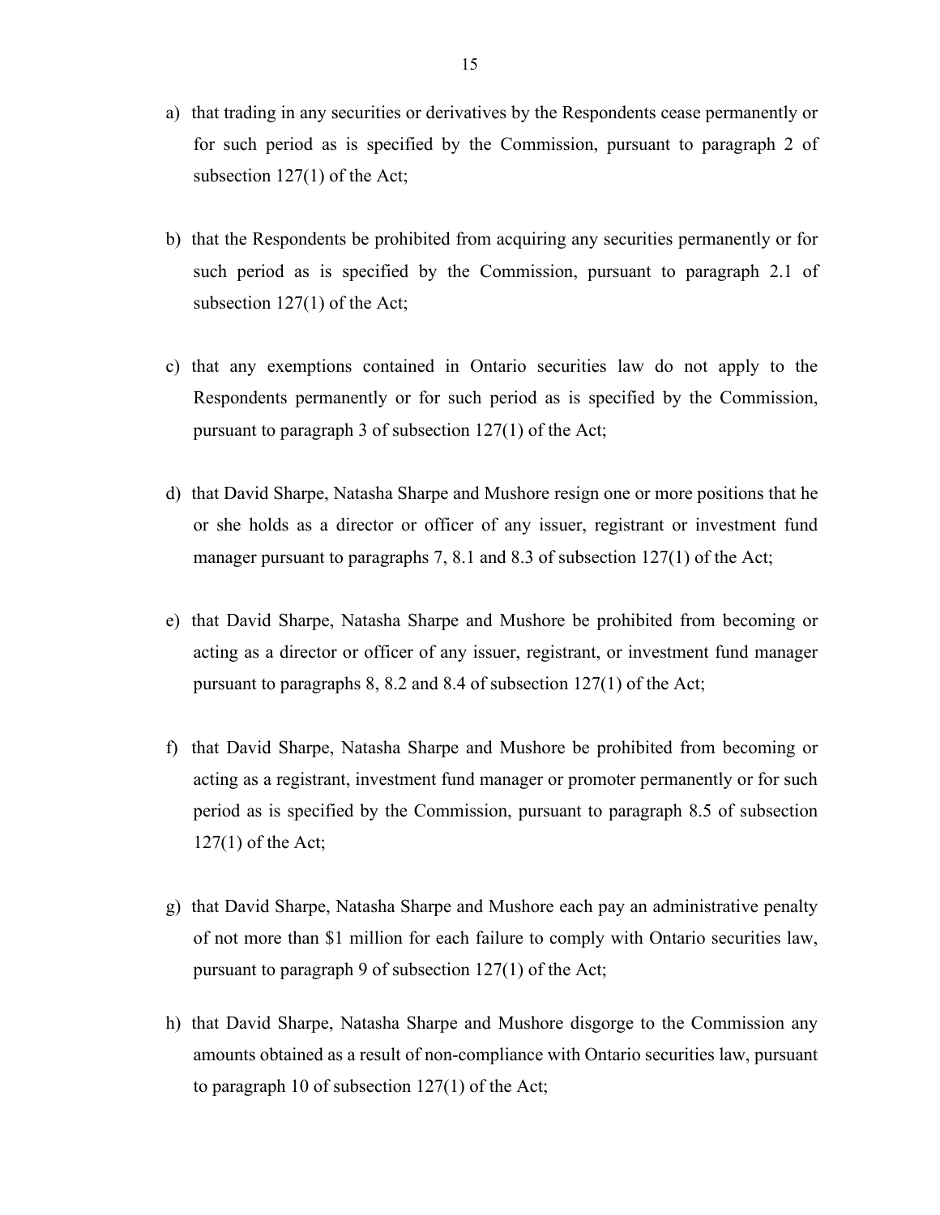a) that trading in any securities or derivatives by the Respondents cease permanently or for such period as is specified by the Commission, pursuant to paragraph 2 of subsection 127(1) of the Act;

b) that the Respondents be prohibited from acquiring any securities permanently or for such period as is specified by the Commission, pursuant to paragraph 2.1 of subsection 127(1) of the Act;

c) that any exemptions contained in Ontario securities law do not apply to the Respondents permanently or for such period as is specified by the Commission, pursuant to paragraph 3 of subsection 127(1) of the Act;

d) that David Sharpe, Natasha Sharpe and Mushore resign one or more positions that he or she holds as a director or officer of any issuer, registrant or investment fund manager pursuant to paragraphs 7, 8.1 and 8.3 of subsection 127(1) of the Act;

e) that David Sharpe, Natasha Sharpe and Mushore be prohibited from becoming or acting as a director or officer of any issuer, registrant, or investment fund manager pursuant to paragraphs 8, 8.2 and 8.4 of subsection 127(1) of the Act;

f) that David Sharpe, Natasha Sharpe and Mushore be prohibited from becoming or acting as a registrant, investment fund manager or promoter permanently or for such period as is specified by the Commission, pursuant to paragraph 8.5 of subsection 127(1) of the Act;

g) that David Sharpe, Natasha Sharpe and Mushore each pay an administrative penalty of not more than $1 million for each failure to comply with Ontario securities law, pursuant to paragraph 9 of subsection 127(1) of the Act;

h) that David Sharpe, Natasha Sharpe and Mushore disgorge to the Commission any amounts obtained as a result of non-compliance with Ontario securities law, pursuant to paragraph 10 of subsection 127(1) of the Act;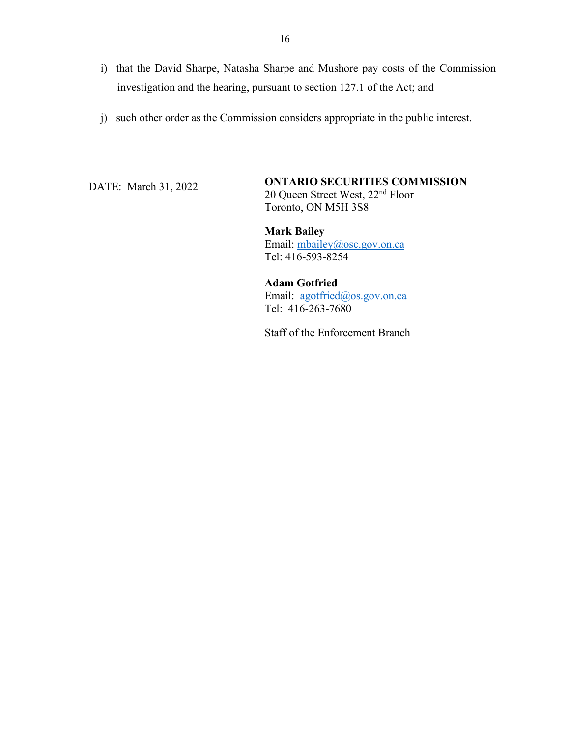i) that the David Sharpe, Natasha Sharpe and Mushore pay costs of the Commission investigation and the hearing, pursuant to section 127.1 of the Act; and

j) such other order as the Commission considers appropriate in the public interest.

DATE: March 31, 2022

**ONTARIO SECURITIES COMMISSION**
20 Queen Street West, 22nd Floor
Toronto, ON M5H 3S8

**Mark Bailey**
Email: mbailey@osc.gov.on.ca
Tel: 416-593-8254

**Adam Gotfried**
Email: agotfried@os.gov.on.ca
Tel: 416-263-7680

Staff of the Enforcement Branch